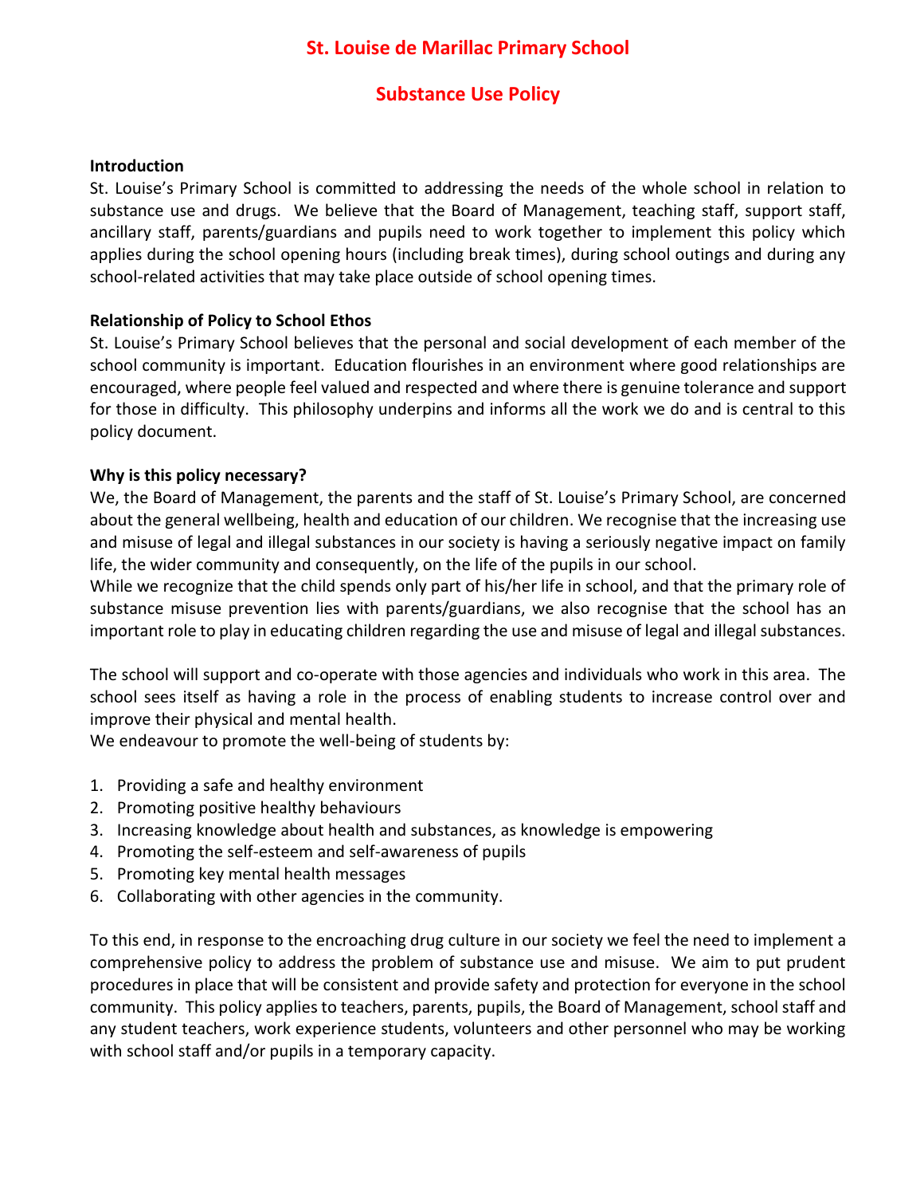# St. Louise de Marillac Primary School

## Substance Use Policy

**Introduction**

St. Louise's Primary School is committed to addressing the needs of the whole school in relation to substance use and drugs. We believe that the Board of Management, teaching staff, support staff, ancillary staff, parents/guardians and pupils need to work together to implement this policy which applies during the school opening hours (including break times), during school outings and during any school-related activities that may take place outside of school opening times.

**Relationship of Policy to School Ethos**

St. Louise's Primary School believes that the personal and social development of each member of the school community is important. Education flourishes in an environment where good relationships are encouraged, where people feel valued and respected and where there is genuine tolerance and support for those in difficulty. This philosophy underpins and informs all the work we do and is central to this policy document.

**Why is this policy necessary?**

We, the Board of Management, the parents and the staff of St. Louise's Primary School, are concerned about the general wellbeing, health and education of our children. We recognise that the increasing use and misuse of legal and illegal substances in our society is having a seriously negative impact on family life, the wider community and consequently, on the life of the pupils in our school.

While we recognize that the child spends only part of his/her life in school, and that the primary role of substance misuse prevention lies with parents/guardians, we also recognise that the school has an important role to play in educating children regarding the use and misuse of legal and illegal substances.

The school will support and co-operate with those agencies and individuals who work in this area. The school sees itself as having a role in the process of enabling students to increase control over and improve their physical and mental health.

We endeavour to promote the well-being of students by:

1. Providing a safe and healthy environment
2. Promoting positive healthy behaviours
3. Increasing knowledge about health and substances, as knowledge is empowering
4. Promoting the self-esteem and self-awareness of pupils
5. Promoting key mental health messages
6. Collaborating with other agencies in the community.

To this end, in response to the encroaching drug culture in our society we feel the need to implement a comprehensive policy to address the problem of substance use and misuse. We aim to put prudent procedures in place that will be consistent and provide safety and protection for everyone in the school community. This policy applies to teachers, parents, pupils, the Board of Management, school staff and any student teachers, work experience students, volunteers and other personnel who may be working with school staff and/or pupils in a temporary capacity.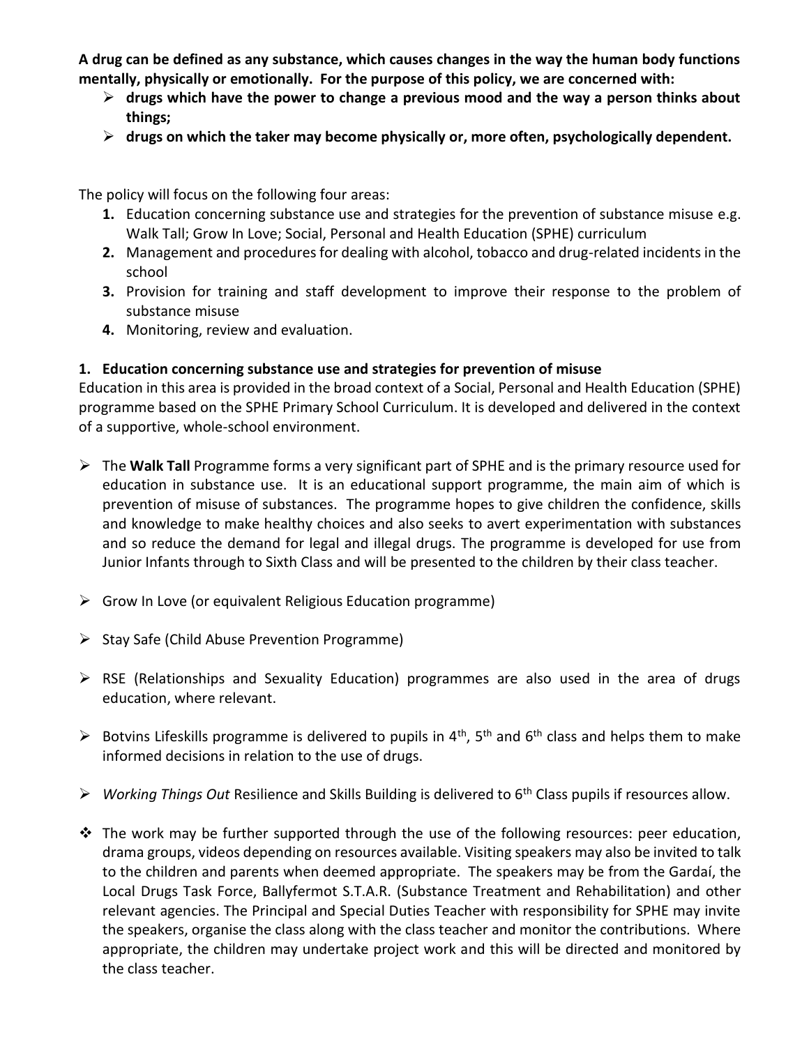**A drug can be defined as any substance, which causes changes in the way the human body functions mentally, physically or emotionally. For the purpose of this policy, we are concerned with:**

- **drugs which have the power to change a previous mood and the way a person thinks about things;**
- **drugs on which the taker may become physically or, more often, psychologically dependent.**

The policy will focus on the following four areas:

1. Education concerning substance use and strategies for the prevention of substance misuse e.g. Walk Tall; Grow In Love; Social, Personal and Health Education (SPHE) curriculum
2. Management and procedures for dealing with alcohol, tobacco and drug-related incidents in the school
3. Provision for training and staff development to improve their response to the problem of substance misuse
4. Monitoring, review and evaluation.

**1. Education concerning substance use and strategies for prevention of misuse**

Education in this area is provided in the broad context of a Social, Personal and Health Education (SPHE) programme based on the SPHE Primary School Curriculum. It is developed and delivered in the context of a supportive, whole-school environment.

- The **Walk Tall** Programme forms a very significant part of SPHE and is the primary resource used for education in substance use. It is an educational support programme, the main aim of which is prevention of misuse of substances. The programme hopes to give children the confidence, skills and knowledge to make healthy choices and also seeks to avert experimentation with substances and so reduce the demand for legal and illegal drugs. The programme is developed for use from Junior Infants through to Sixth Class and will be presented to the children by their class teacher.

- Grow In Love (or equivalent Religious Education programme)

- Stay Safe (Child Abuse Prevention Programme)

- RSE (Relationships and Sexuality Education) programmes are also used in the area of drugs education, where relevant.

- Botvins Lifeskills programme is delivered to pupils in 4th, 5th and 6th class and helps them to make informed decisions in relation to the use of drugs.

- *Working Things Out* Resilience and Skills Building is delivered to 6th Class pupils if resources allow.

- The work may be further supported through the use of the following resources: peer education, drama groups, videos depending on resources available. Visiting speakers may also be invited to talk to the children and parents when deemed appropriate. The speakers may be from the Gardaí, the Local Drugs Task Force, Ballyfermot S.T.A.R. (Substance Treatment and Rehabilitation) and other relevant agencies. The Principal and Special Duties Teacher with responsibility for SPHE may invite the speakers, organise the class along with the class teacher and monitor the contributions. Where appropriate, the children may undertake project work and this will be directed and monitored by the class teacher.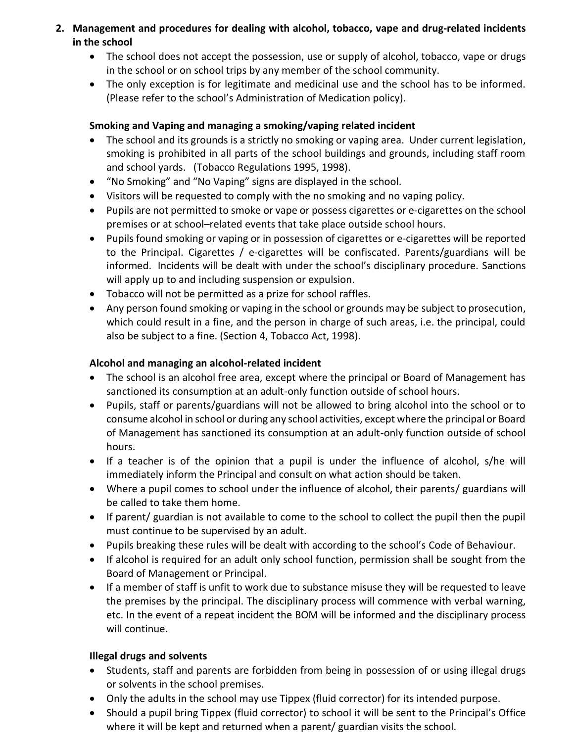## 2. Management and procedures for dealing with alcohol, tobacco, vape and drug-related incidents in the school

- The school does not accept the possession, use or supply of alcohol, tobacco, vape or drugs in the school or on school trips by any member of the school community.
- The only exception is for legitimate and medicinal use and the school has to be informed. (Please refer to the school's Administration of Medication policy).

### Smoking and Vaping and managing a smoking/vaping related incident

- The school and its grounds is a strictly no smoking or vaping area. Under current legislation, smoking is prohibited in all parts of the school buildings and grounds, including staff room and school yards. (Tobacco Regulations 1995, 1998).
- "No Smoking" and "No Vaping" signs are displayed in the school.
- Visitors will be requested to comply with the no smoking and no vaping policy.
- Pupils are not permitted to smoke or vape or possess cigarettes or e-cigarettes on the school premises or at school–related events that take place outside school hours.
- Pupils found smoking or vaping or in possession of cigarettes or e-cigarettes will be reported to the Principal. Cigarettes / e-cigarettes will be confiscated. Parents/guardians will be informed. Incidents will be dealt with under the school's disciplinary procedure. Sanctions will apply up to and including suspension or expulsion.
- Tobacco will not be permitted as a prize for school raffles.
- Any person found smoking or vaping in the school or grounds may be subject to prosecution, which could result in a fine, and the person in charge of such areas, i.e. the principal, could also be subject to a fine. (Section 4, Tobacco Act, 1998).

### Alcohol and managing an alcohol-related incident

- The school is an alcohol free area, except where the principal or Board of Management has sanctioned its consumption at an adult-only function outside of school hours.
- Pupils, staff or parents/guardians will not be allowed to bring alcohol into the school or to consume alcohol in school or during any school activities, except where the principal or Board of Management has sanctioned its consumption at an adult-only function outside of school hours.
- If a teacher is of the opinion that a pupil is under the influence of alcohol, s/he will immediately inform the Principal and consult on what action should be taken.
- Where a pupil comes to school under the influence of alcohol, their parents/ guardians will be called to take them home.
- If parent/ guardian is not available to come to the school to collect the pupil then the pupil must continue to be supervised by an adult.
- Pupils breaking these rules will be dealt with according to the school's Code of Behaviour.
- If alcohol is required for an adult only school function, permission shall be sought from the Board of Management or Principal.
- If a member of staff is unfit to work due to substance misuse they will be requested to leave the premises by the principal. The disciplinary process will commence with verbal warning, etc. In the event of a repeat incident the BOM will be informed and the disciplinary process will continue.

### Illegal drugs and solvents

- Students, staff and parents are forbidden from being in possession of or using illegal drugs or solvents in the school premises.
- Only the adults in the school may use Tippex (fluid corrector) for its intended purpose.
- Should a pupil bring Tippex (fluid corrector) to school it will be sent to the Principal's Office where it will be kept and returned when a parent/ guardian visits the school.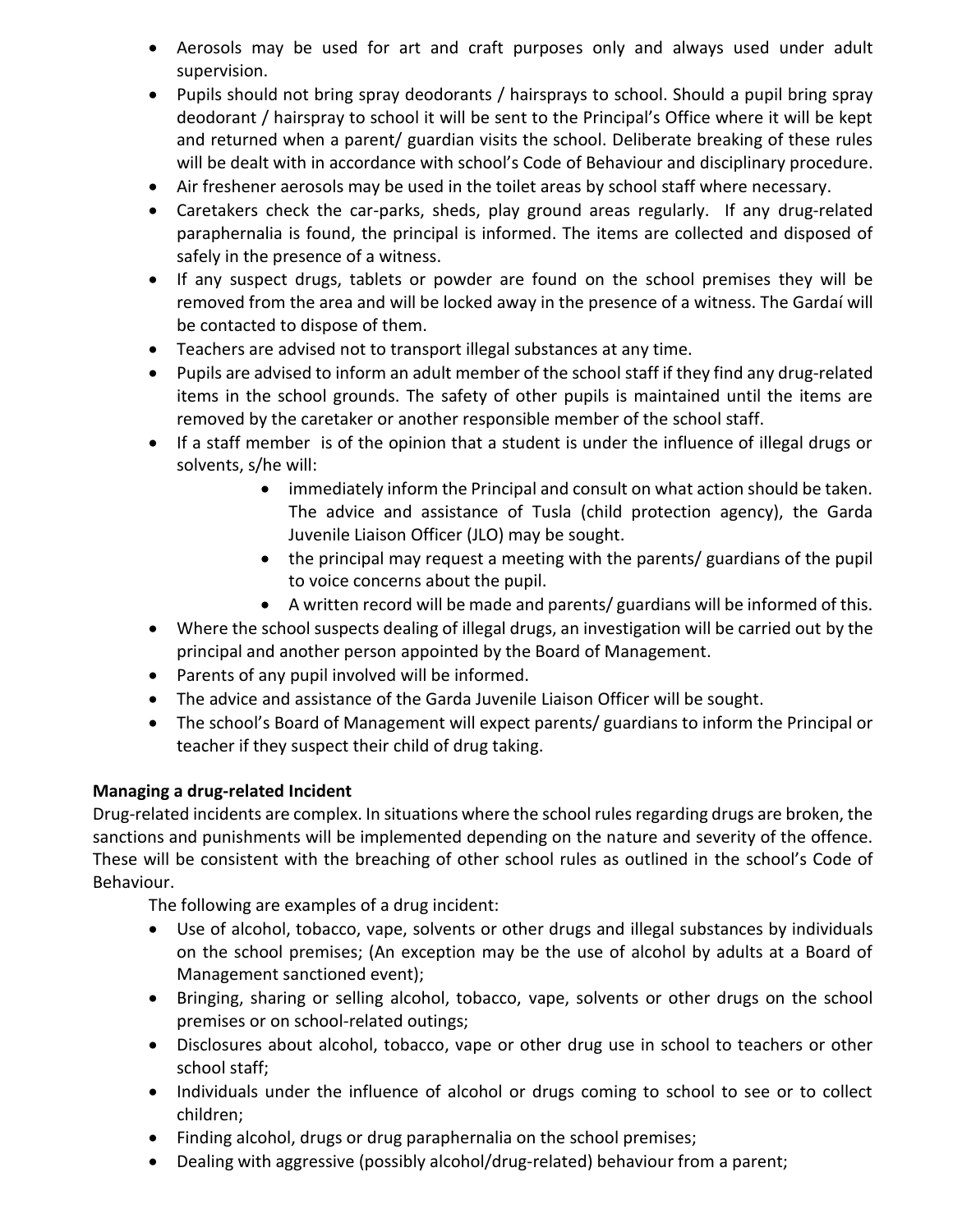- Aerosols may be used for art and craft purposes only and always used under adult supervision.
- Pupils should not bring spray deodorants / hairsprays to school. Should a pupil bring spray deodorant / hairspray to school it will be sent to the Principal's Office where it will be kept and returned when a parent/ guardian visits the school. Deliberate breaking of these rules will be dealt with in accordance with school's Code of Behaviour and disciplinary procedure.
- Air freshener aerosols may be used in the toilet areas by school staff where necessary.
- Caretakers check the car-parks, sheds, play ground areas regularly. If any drug-related paraphernalia is found, the principal is informed. The items are collected and disposed of safely in the presence of a witness.
- If any suspect drugs, tablets or powder are found on the school premises they will be removed from the area and will be locked away in the presence of a witness. The Gardaí will be contacted to dispose of them.
- Teachers are advised not to transport illegal substances at any time.
- Pupils are advised to inform an adult member of the school staff if they find any drug-related items in the school grounds. The safety of other pupils is maintained until the items are removed by the caretaker or another responsible member of the school staff.
- If a staff member is of the opinion that a student is under the influence of illegal drugs or solvents, s/he will:
    - immediately inform the Principal and consult on what action should be taken. The advice and assistance of Tusla (child protection agency), the Garda Juvenile Liaison Officer (JLO) may be sought.
    - the principal may request a meeting with the parents/ guardians of the pupil to voice concerns about the pupil.
    - A written record will be made and parents/ guardians will be informed of this.
- Where the school suspects dealing of illegal drugs, an investigation will be carried out by the principal and another person appointed by the Board of Management.
- Parents of any pupil involved will be informed.
- The advice and assistance of the Garda Juvenile Liaison Officer will be sought.
- The school's Board of Management will expect parents/ guardians to inform the Principal or teacher if they suspect their child of drug taking.

**Managing a drug-related Incident**

Drug-related incidents are complex. In situations where the school rules regarding drugs are broken, the sanctions and punishments will be implemented depending on the nature and severity of the offence. These will be consistent with the breaching of other school rules as outlined in the school's Code of Behaviour.

The following are examples of a drug incident:

- Use of alcohol, tobacco, vape, solvents or other drugs and illegal substances by individuals on the school premises; (An exception may be the use of alcohol by adults at a Board of Management sanctioned event);
- Bringing, sharing or selling alcohol, tobacco, vape, solvents or other drugs on the school premises or on school-related outings;
- Disclosures about alcohol, tobacco, vape or other drug use in school to teachers or other school staff;
- Individuals under the influence of alcohol or drugs coming to school to see or to collect children;
- Finding alcohol, drugs or drug paraphernalia on the school premises;
- Dealing with aggressive (possibly alcohol/drug-related) behaviour from a parent;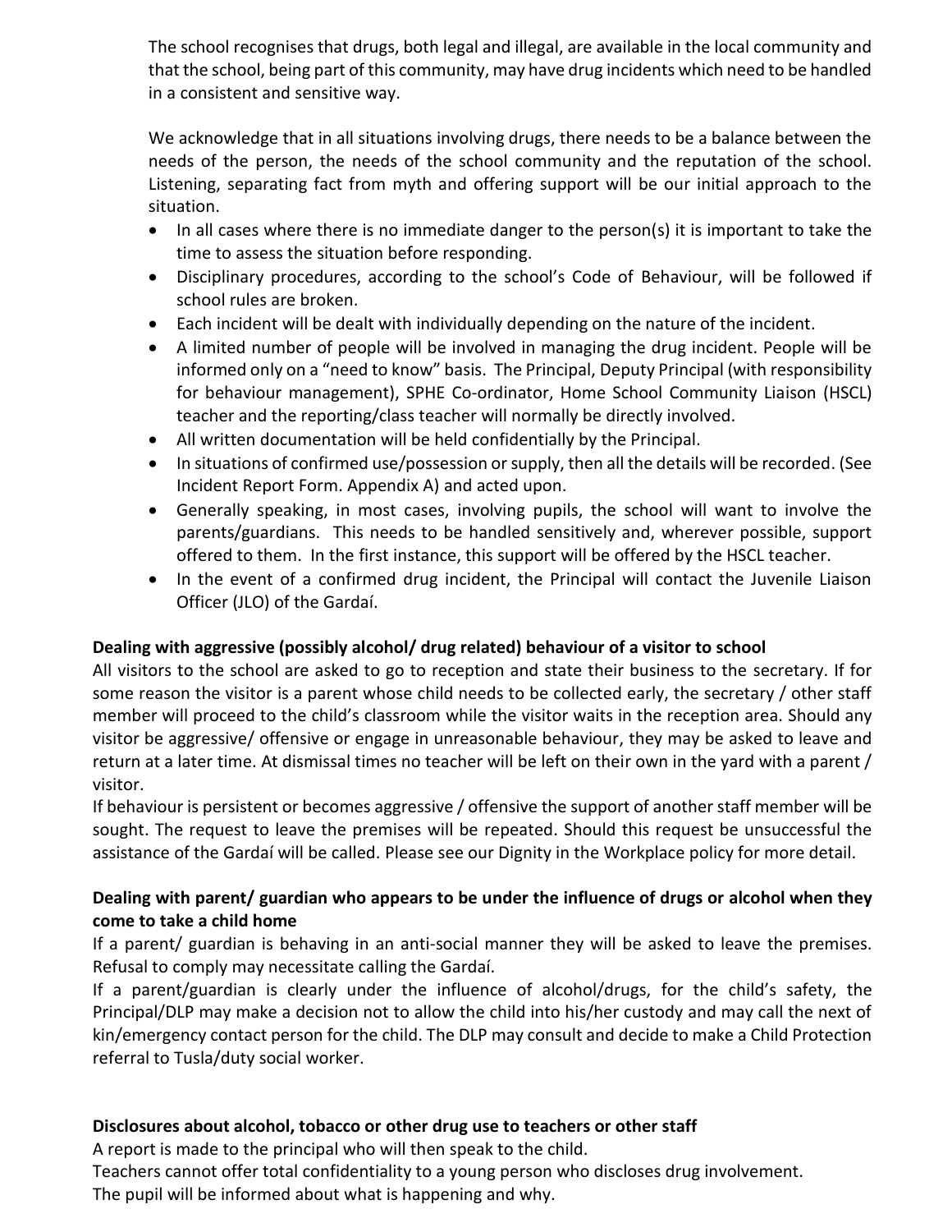The school recognises that drugs, both legal and illegal, are available in the local community and that the school, being part of this community, may have drug incidents which need to be handled in a consistent and sensitive way.

We acknowledge that in all situations involving drugs, there needs to be a balance between the needs of the person, the needs of the school community and the reputation of the school. Listening, separating fact from myth and offering support will be our initial approach to the situation.

- In all cases where there is no immediate danger to the person(s) it is important to take the time to assess the situation before responding.
- Disciplinary procedures, according to the school's Code of Behaviour, will be followed if school rules are broken.
- Each incident will be dealt with individually depending on the nature of the incident.
- A limited number of people will be involved in managing the drug incident. People will be informed only on a "need to know" basis. The Principal, Deputy Principal (with responsibility for behaviour management), SPHE Co-ordinator, Home School Community Liaison (HSCL) teacher and the reporting/class teacher will normally be directly involved.
- All written documentation will be held confidentially by the Principal.
- In situations of confirmed use/possession or supply, then all the details will be recorded. (See Incident Report Form. Appendix A) and acted upon.
- Generally speaking, in most cases, involving pupils, the school will want to involve the parents/guardians. This needs to be handled sensitively and, wherever possible, support offered to them. In the first instance, this support will be offered by the HSCL teacher.
- In the event of a confirmed drug incident, the Principal will contact the Juvenile Liaison Officer (JLO) of the Gardaí.

**Dealing with aggressive (possibly alcohol/ drug related) behaviour of a visitor to school**

All visitors to the school are asked to go to reception and state their business to the secretary. If for some reason the visitor is a parent whose child needs to be collected early, the secretary / other staff member will proceed to the child's classroom while the visitor waits in the reception area. Should any visitor be aggressive/ offensive or engage in unreasonable behaviour, they may be asked to leave and return at a later time. At dismissal times no teacher will be left on their own in the yard with a parent / visitor.

If behaviour is persistent or becomes aggressive / offensive the support of another staff member will be sought. The request to leave the premises will be repeated. Should this request be unsuccessful the assistance of the Gardaí will be called. Please see our Dignity in the Workplace policy for more detail.

**Dealing with parent/ guardian who appears to be under the influence of drugs or alcohol when they come to take a child home**

If a parent/ guardian is behaving in an anti-social manner they will be asked to leave the premises. Refusal to comply may necessitate calling the Gardaí.

If a parent/guardian is clearly under the influence of alcohol/drugs, for the child's safety, the Principal/DLP may make a decision not to allow the child into his/her custody and may call the next of kin/emergency contact person for the child. The DLP may consult and decide to make a Child Protection referral to Tusla/duty social worker.

**Disclosures about alcohol, tobacco or other drug use to teachers or other staff**

A report is made to the principal who will then speak to the child.

Teachers cannot offer total confidentiality to a young person who discloses drug involvement.

The pupil will be informed about what is happening and why.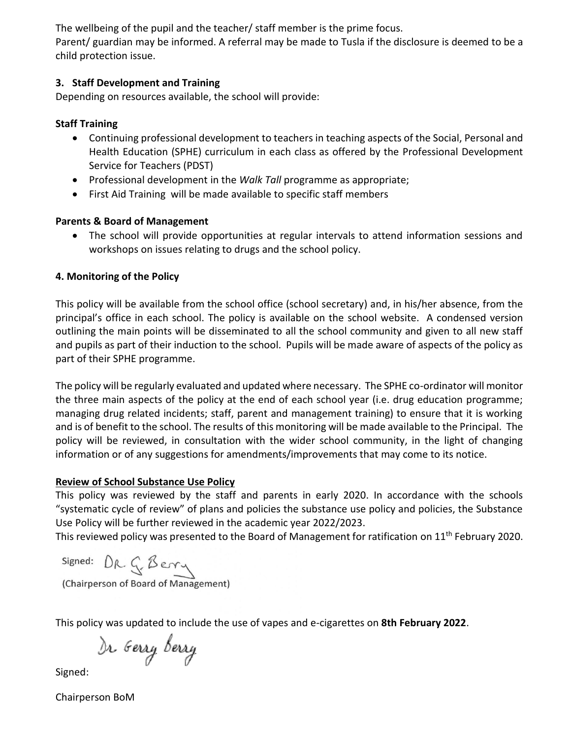The wellbeing of the pupil and the teacher/ staff member is the prime focus.
Parent/ guardian may be informed. A referral may be made to Tusla if the disclosure is deemed to be a child protection issue.

### 3. Staff Development and Training

Depending on resources available, the school will provide:

**Staff Training**

- Continuing professional development to teachers in teaching aspects of the Social, Personal and Health Education (SPHE) curriculum in each class as offered by the Professional Development Service for Teachers (PDST)
- Professional development in the *Walk Tall* programme as appropriate;
- First Aid Training will be made available to specific staff members

**Parents & Board of Management**

- The school will provide opportunities at regular intervals to attend information sessions and workshops on issues relating to drugs and the school policy.

### 4. Monitoring of the Policy

This policy will be available from the school office (school secretary) and, in his/her absence, from the principal's office in each school. The policy is available on the school website. A condensed version outlining the main points will be disseminated to all the school community and given to all new staff and pupils as part of their induction to the school. Pupils will be made aware of aspects of the policy as part of their SPHE programme.

The policy will be regularly evaluated and updated where necessary. The SPHE co-ordinator will monitor the three main aspects of the policy at the end of each school year (i.e. drug education programme; managing drug related incidents; staff, parent and management training) to ensure that it is working and is of benefit to the school. The results of this monitoring will be made available to the Principal. The policy will be reviewed, in consultation with the wider school community, in the light of changing information or of any suggestions for amendments/improvements that may come to its notice.

**Review of School Substance Use Policy**

This policy was reviewed by the staff and parents in early 2020. In accordance with the schools "systematic cycle of review" of plans and policies the substance use policy and policies, the Substance Use Policy will be further reviewed in the academic year 2022/2023.
This reviewed policy was presented to the Board of Management for ratification on 11th February 2020.

Signed: Dr. G. Berry
(Chairperson of Board of Management)

This policy was updated to include the use of vapes and e-cigarettes on **8th February 2022**.

Signed: Dr. Gerry Berry

Chairperson BoM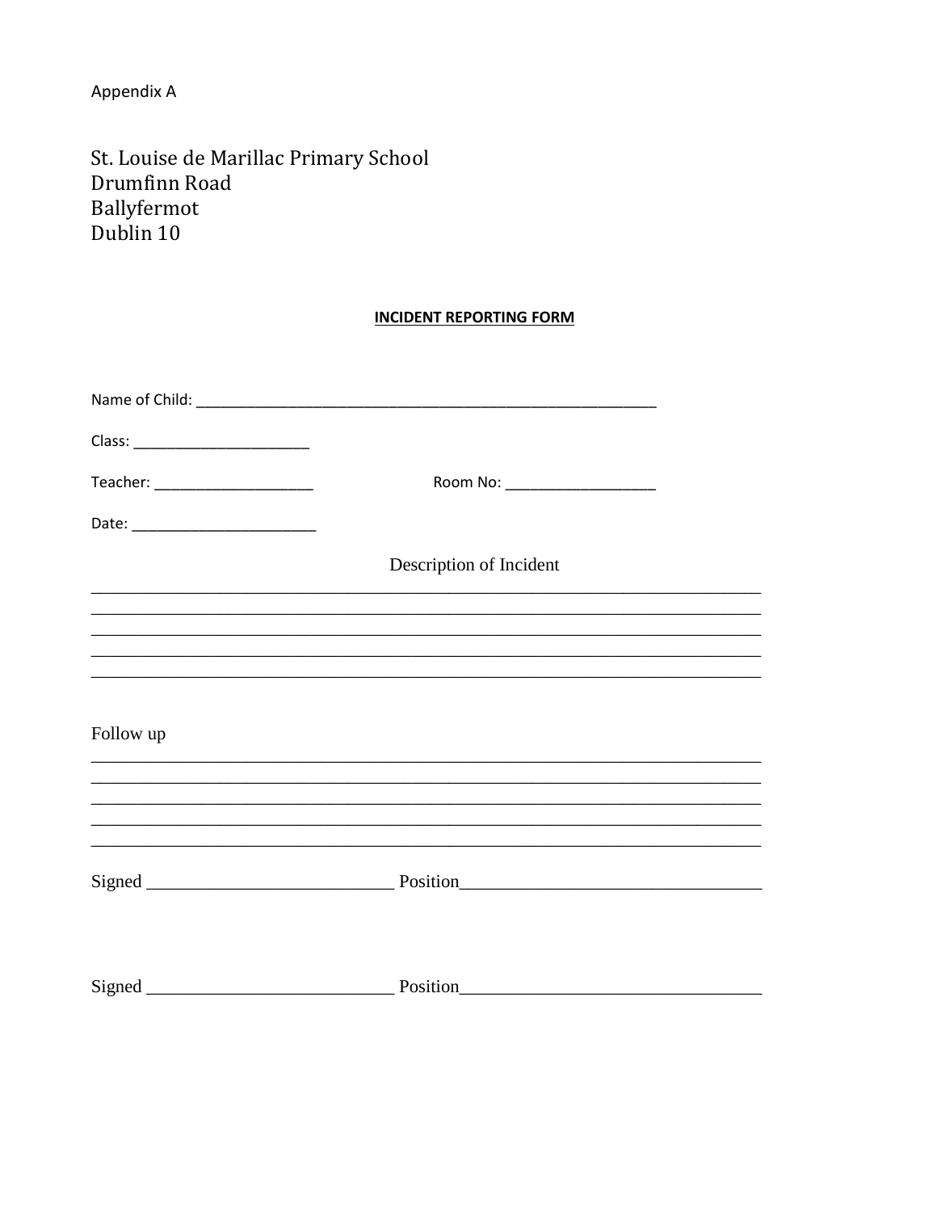Appendix A

St. Louise de Marillac Primary School
Drumfinn Road
Ballyfermot
Dublin 10

**INCIDENT REPORTING FORM**

Name of Child: ____________________________________________________________

Class: ______________________

Teacher: ____________________ Room No: ___________________

Date: ________________________

Description of Incident

___________________________________________________________________________
___________________________________________________________________________
___________________________________________________________________________
___________________________________________________________________________
___________________________________________________________________________

Follow up

___________________________________________________________________________
___________________________________________________________________________
___________________________________________________________________________
___________________________________________________________________________
___________________________________________________________________________

Signed ___________________________ Position_________________________________

Signed ___________________________ Position_________________________________